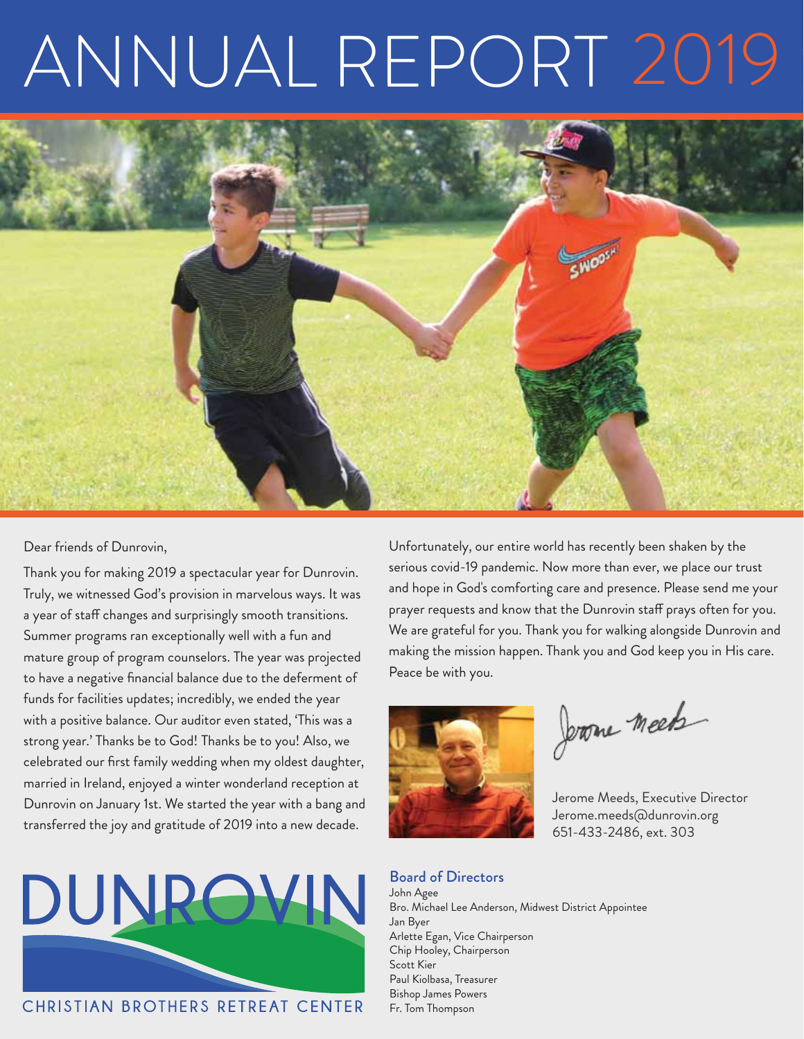# ANNUAL REPORT 2019

Dear friends of Dunrovin,

Thank you for making 2019 a spectacular year for Dunrovin. Truly, we witnessed God's provision in marvelous ways. It was a year of staff changes and surprisingly smooth transitions. Summer programs ran exceptionally well with a fun and mature group of program counselors. The year was projected to have a negative financial balance due to the deferment of funds for facilities updates; incredibly, we ended the year with a positive balance. Our auditor even stated, 'This was a strong year.' Thanks be to God! Thanks be to you! Also, we celebrated our first family wedding when my oldest daughter, married in Ireland, enjoyed a winter wonderland reception at Dunrovin on January 1st. We started the year with a bang and transferred the joy and gratitude of 2019 into a new decade.

Unfortunately, our entire world has recently been shaken by the serious covid-19 pandemic. Now more than ever, we place our trust and hope in God's comforting care and presence. Please send me your prayer requests and know that the Dunrovin staff prays often for you. We are grateful for you. Thank you for walking alongside Dunrovin and making the mission happen. Thank you and God keep you in His care. Peace be with you.

Jerome Meeds

Jerome Meeds, Executive Director
Jerome.meeds@dunrovin.org
651-433-2486, ext. 303

DUNROVIN
CHRISTIAN BROTHERS RETREAT CENTER

## Board of Directors

John Agee
Bro. Michael Lee Anderson, Midwest District Appointee
Jan Byer
Arlette Egan, Vice Chairperson
Chip Hooley, Chairperson
Scott Kier
Paul Kiolbasa, Treasurer
Bishop James Powers
Fr. Tom Thompson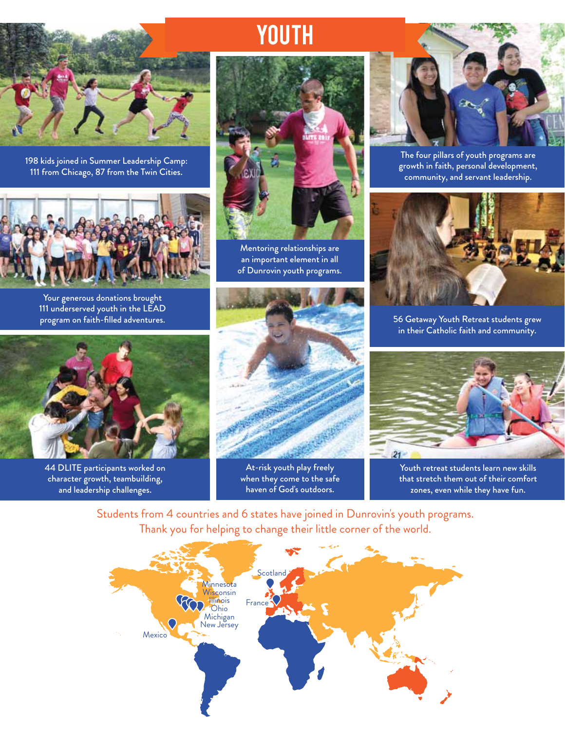# YOUTH

198 kids joined in Summer Leadership Camp: 111 from Chicago, 87 from the Twin Cities.

Mentoring relationships are an important element in all of Dunrovin youth programs.

The four pillars of youth programs are growth in faith, personal development, community, and servant leadership.

Your generous donations brought 111 underserved youth in the LEAD program on faith-filled adventures.

56 Getaway Youth Retreat students grew in their Catholic faith and community.

44 DLITE participants worked on character growth, teambuilding, and leadership challenges.

At-risk youth play freely when they come to the safe haven of God's outdoors.

Youth retreat students learn new skills that stretch them out of their comfort zones, even while they have fun.

Students from 4 countries and 6 states have joined in Dunrovin's youth programs.
Thank you for helping to change their little corner of the world.

Minnesota
Wisconsin
Illinois
Ohio
Michigan
New Jersey
Mexico
Scotland
France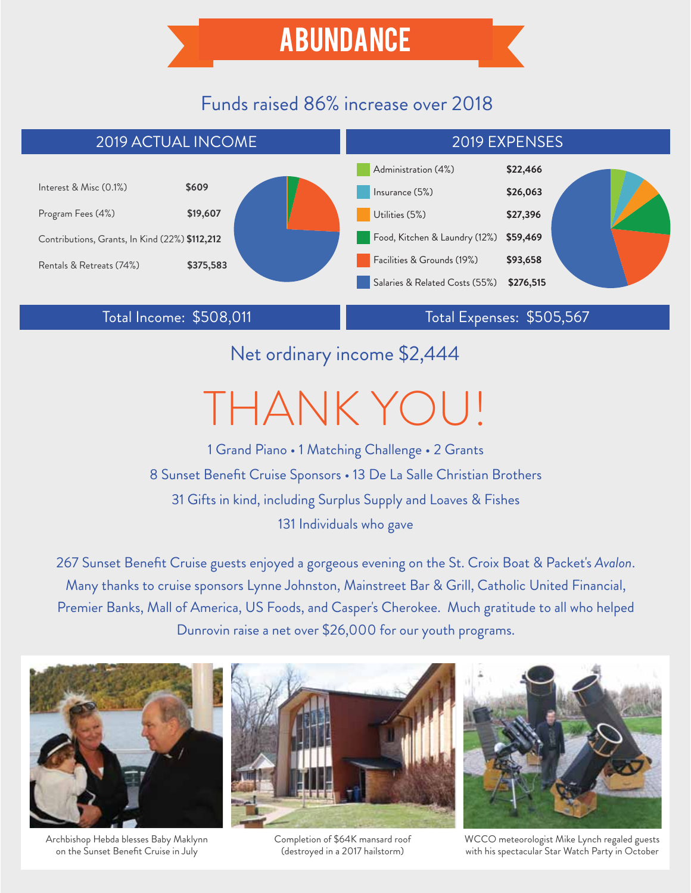# ABUNDANCE

## Funds raised 86% increase over 2018

### 2019 ACTUAL INCOME

| Category | Amount |
|---|---|
| Interest & Misc (0.1%) | $609 |
| Program Fees (4%) | $19,607 |
| Contributions, Grants, In Kind (22%) | $112,212 |
| Rentals & Retreats (74%) | $375,583 |

Total Income: $508,011

### 2019 EXPENSES

| Category | Amount |
|---|---|
| Administration (4%) | $22,466 |
| Insurance (5%) | $26,063 |
| Utilities (5%) | $27,396 |
| Food, Kitchen & Laundry (12%) | $59,469 |
| Facilities & Grounds (19%) | $93,658 |
| Salaries & Related Costs (55%) | $276,515 |

Total Expenses: $505,567

## Net ordinary income $2,444

# THANK YOU!

1 Grand Piano • 1 Matching Challenge • 2 Grants

8 Sunset Benefit Cruise Sponsors • 13 De La Salle Christian Brothers

31 Gifts in kind, including Surplus Supply and Loaves & Fishes

131 Individuals who gave

267 Sunset Benefit Cruise guests enjoyed a gorgeous evening on the St. Croix Boat & Packet's *Avalon*. Many thanks to cruise sponsors Lynne Johnston, Mainstreet Bar & Grill, Catholic United Financial, Premier Banks, Mall of America, US Foods, and Casper's Cherokee. Much gratitude to all who helped Dunrovin raise a net over $26,000 for our youth programs.

Archbishop Hebda blesses Baby Maklynn on the Sunset Benefit Cruise in July

Completion of $64K mansard roof (destroyed in a 2017 hailstorm)

WCCO meteorologist Mike Lynch regaled guests with his spectacular Star Watch Party in October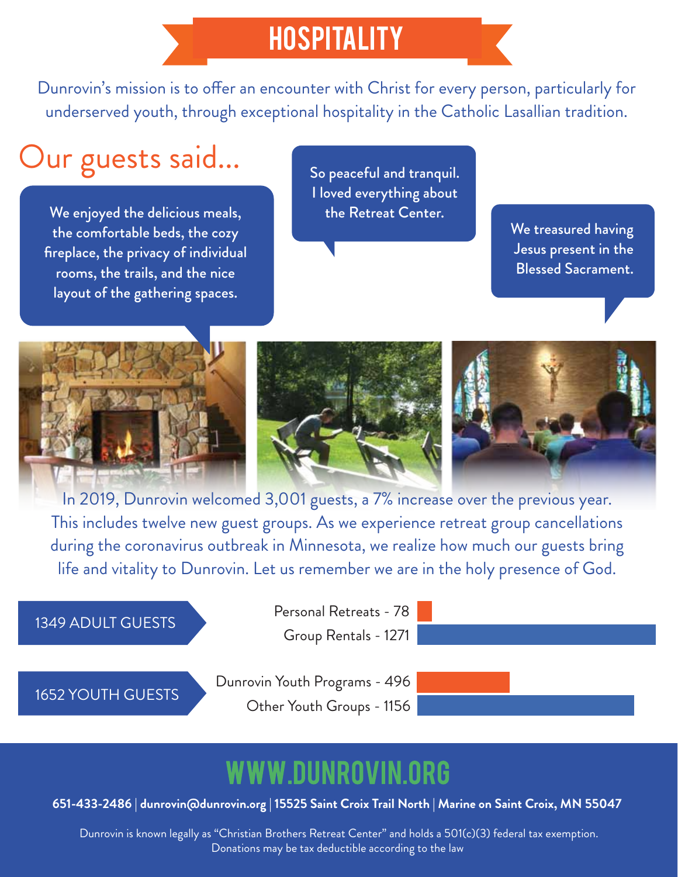# HOSPITALITY

Dunrovin's mission is to offer an encounter with Christ for every person, particularly for underserved youth, through exceptional hospitality in the Catholic Lasallian tradition.

## Our guests said...

We enjoyed the delicious meals, the comfortable beds, the cozy fireplace, the privacy of individual rooms, the trails, and the nice layout of the gathering spaces.

So peaceful and tranquil. I loved everything about the Retreat Center.

We treasured having Jesus present in the Blessed Sacrament.

In 2019, Dunrovin welcomed 3,001 guests, a 7% increase over the previous year. This includes twelve new guest groups. As we experience retreat group cancellations during the coronavirus outbreak in Minnesota, we realize how much our guests bring life and vitality to Dunrovin. Let us remember we are in the holy presence of God.

1349 ADULT GUESTS

Personal Retreats - 78

Group Rentals - 1271

1652 YOUTH GUESTS

Dunrovin Youth Programs - 496

Other Youth Groups - 1156

## WWW.DUNROVIN.ORG

**651-433-2486 | dunrovin@dunrovin.org | 15525 Saint Croix Trail North | Marine on Saint Croix, MN 55047**

Dunrovin is known legally as "Christian Brothers Retreat Center" and holds a 501(c)(3) federal tax exemption. Donations may be tax deductible according to the law